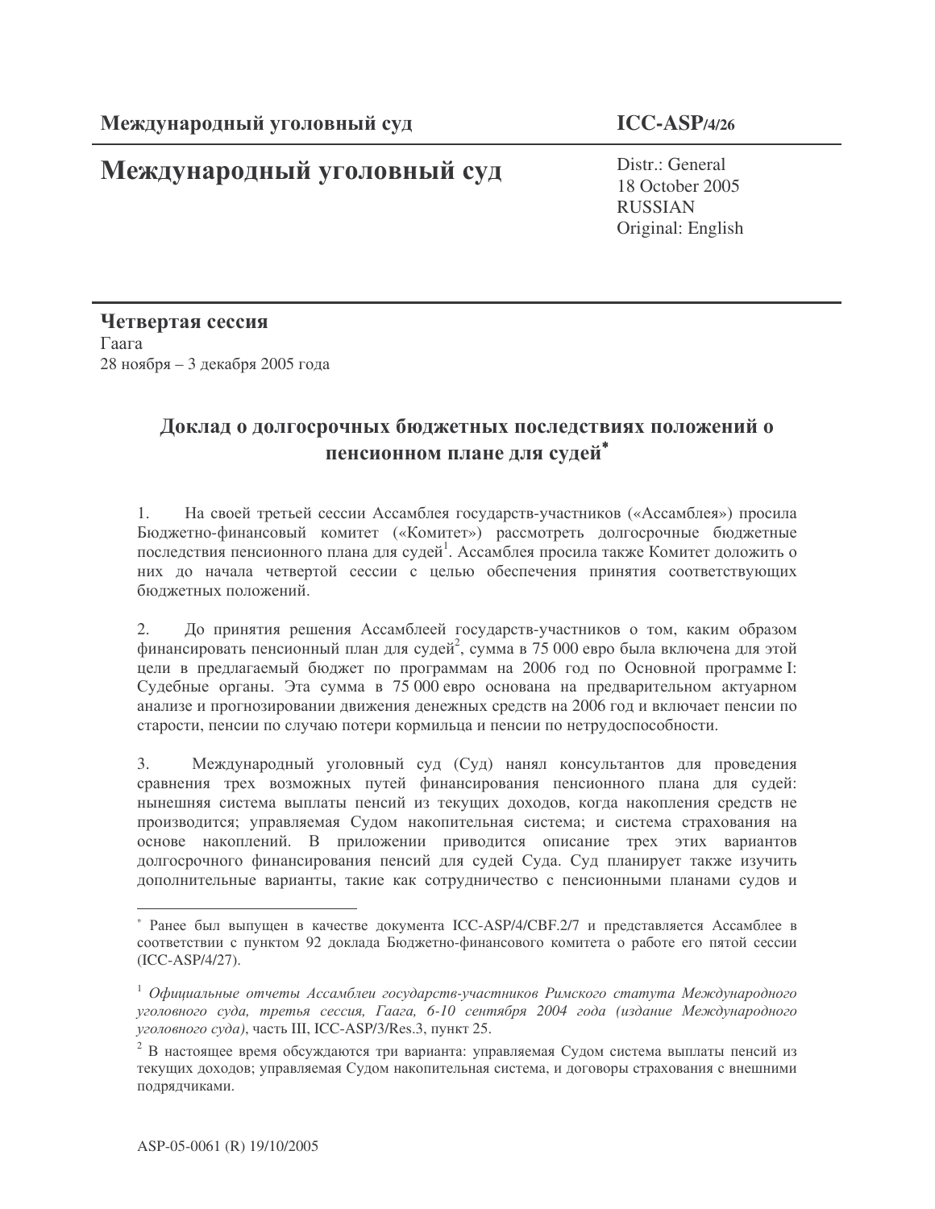**Международный уголовный суд** **ICC-ASP/4/26**

# Международный уголовный суд

Distr.: General
18 October 2005
RUSSIAN
Original: English

**Четвертая сессия**
Гаага
28 ноября – 3 декабря 2005 года

## Доклад о долгосрочных бюджетных последствиях положений о пенсионном плане для судей*

1. На своей третьей сессии Ассамблея государств-участников («Ассамблея») просила Бюджетно-финансовый комитет («Комитет») рассмотреть долгосрочные бюджетные последствия пенсионного плана для судей[1]. Ассамблея просила также Комитет доложить о них до начала четвертой сессии с целью обеспечения принятия соответствующих бюджетных положений.

2. До принятия решения Ассамблеей государств-участников о том, каким образом финансировать пенсионный план для судей[2], сумма в 75 000 евро была включена для этой цели в предлагаемый бюджет по программам на 2006 год по Основной программе I: Судебные органы. Эта сумма в 75 000 евро основана на предварительном актуарном анализе и прогнозировании движения денежных средств на 2006 год и включает пенсии по старости, пенсии по случаю потери кормильца и пенсии по нетрудоспособности.

3. Международный уголовный суд (Суд) нанял консультантов для проведения сравнения трех возможных путей финансирования пенсионного плана для судей: нынешняя система выплаты пенсий из текущих доходов, когда накопления средств не производится; управляемая Судом накопительная система; и система страхования на основе накоплений. В приложении приводится описание трех этих вариантов долгосрочного финансирования пенсий для судей Суда. Суд планирует также изучить дополнительные варианты, такие как сотрудничество с пенсионными планами судов и

---

\* Ранее был выпущен в качестве документа ICC-ASP/4/CBF.2/7 и представляется Ассамблее в соответствии с пунктом 92 доклада Бюджетно-финансового комитета о работе его пятой сессии (ICC-ASP/4/27).

[1] *Официальные отчеты Ассамблеи государств-участников Римского статута Международного уголовного суда, третья сессия, Гаага, 6-10 сентября 2004 года (издание Международного уголовного суда)*, часть III, ICC-ASP/3/Res.3, пункт 25.

[2] В настоящее время обсуждаются три варианта: управляемая Судом система выплаты пенсий из текущих доходов; управляемая Судом накопительная система, и договоры страхования с внешними подрядчиками.

ASP-05-0061 (R) 19/10/2005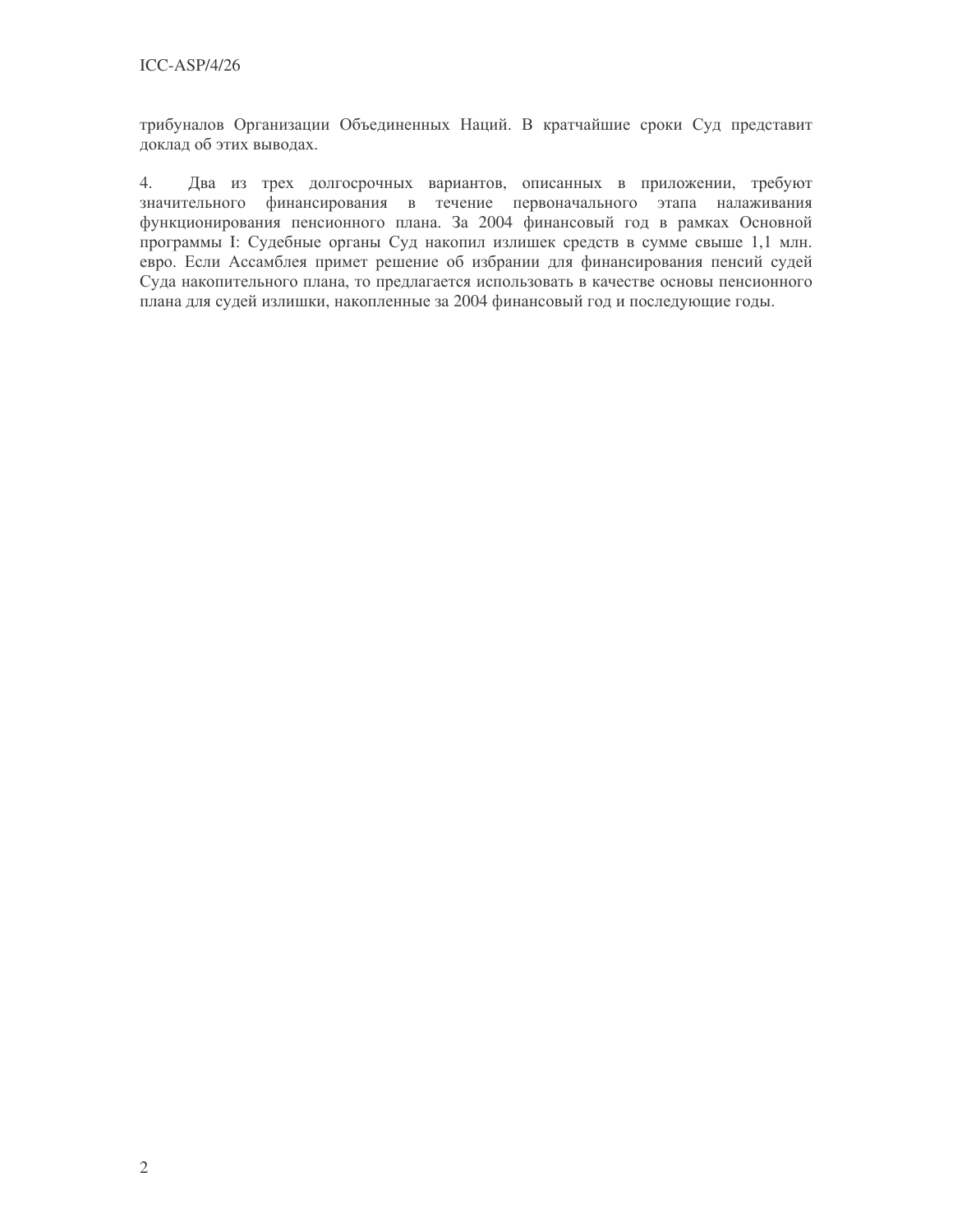трибуналов Организации Объединенных Наций. В кратчайшие сроки Суд представит доклад об этих выводах.

4. Два из трех долгосрочных вариантов, описанных в приложении, требуют значительного финансирования в течение первоначального этапа налаживания функционирования пенсионного плана. За 2004 финансовый год в рамках Основной программы I: Судебные органы Суд накопил излишек средств в сумме свыше 1,1 млн. евро. Если Ассамблея примет решение об избрании для финансирования пенсий судей Суда накопительного плана, то предлагается использовать в качестве основы пенсионного плана для судей излишки, накопленные за 2004 финансовый год и последующие годы.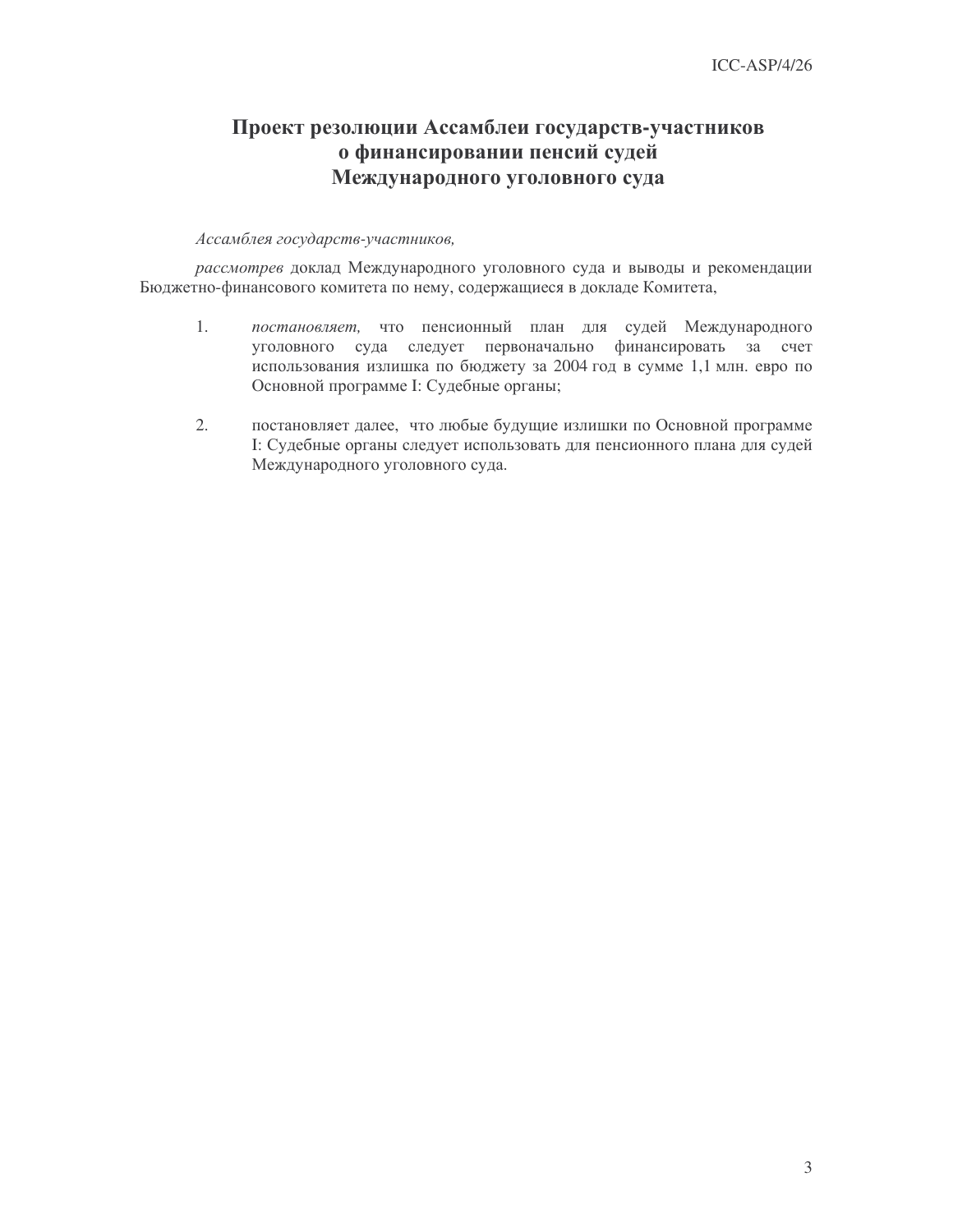# Проект резолюции Ассамблеи государств-участников о финансировании пенсий судей Международного уголовного суда

*Ассамблея государств-участников,*

*рассмотрев* доклад Международного уголовного суда и выводы и рекомендации Бюджетно-финансового комитета по нему, содержащиеся в докладе Комитета,

1. *постановляет,* что пенсионный план для судей Международного уголовного суда следует первоначально финансировать за счет использования излишка по бюджету за 2004 год в сумме 1,1 млн. евро по Основной программе I: Судебные органы;

2. постановляет далее, что любые будущие излишки по Основной программе I: Судебные органы следует использовать для пенсионного плана для судей Международного уголовного суда.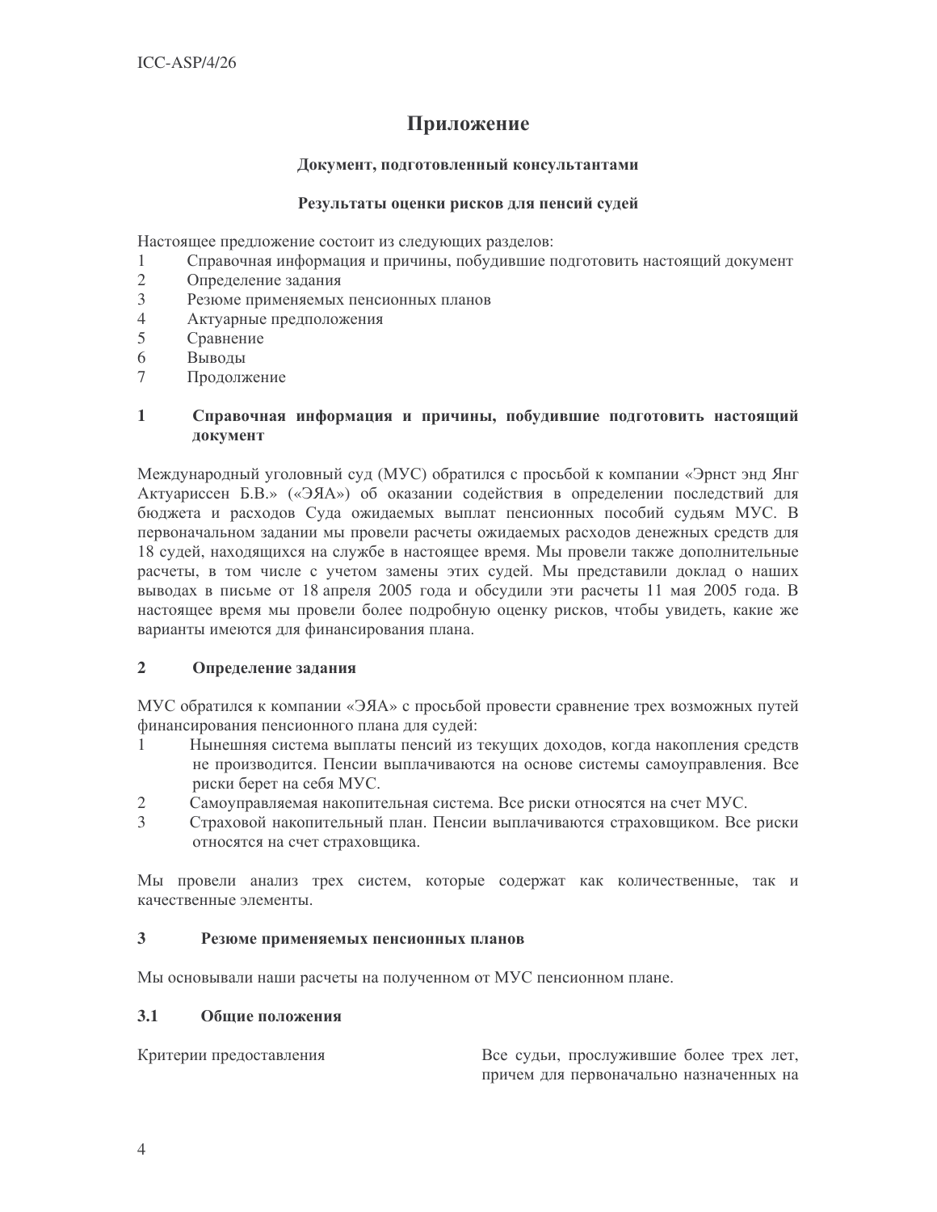# Приложение

**Документ, подготовленный консультантами**

**Результаты оценки рисков для пенсий судей**

Настоящее предложение состоит из следующих разделов:

1. Справочная информация и причины, побудившие подготовить настоящий документ
2. Определение задания
3. Резюме применяемых пенсионных планов
4. Актуарные предположения
5. Сравнение
6. Выводы
7. Продолжение

## 1 Справочная информация и причины, побудившие подготовить настоящий документ

Международный уголовный суд (МУС) обратился с просьбой к компании «Эрнст энд Янг Актуариссен Б.В.» («ЭЯА») об оказании содействия в определении последствий для бюджета и расходов Суда ожидаемых выплат пенсионных пособий судьям МУС. В первоначальном задании мы провели расчеты ожидаемых расходов денежных средств для 18 судей, находящихся на службе в настоящее время. Мы провели также дополнительные расчеты, в том числе с учетом замены этих судей. Мы представили доклад о наших выводах в письме от 18 апреля 2005 года и обсудили эти расчеты 11 мая 2005 года. В настоящее время мы провели более подробную оценку рисков, чтобы увидеть, какие же варианты имеются для финансирования плана.

## 2 Определение задания

МУС обратился к компании «ЭЯА» с просьбой провести сравнение трех возможных путей финансирования пенсионного плана для судей:

1. Нынешняя система выплаты пенсий из текущих доходов, когда накопления средств не производится. Пенсии выплачиваются на основе системы самоуправления. Все риски берет на себя МУС.
2. Самоуправляемая накопительная система. Все риски относятся на счет МУС.
3. Страховой накопительный план. Пенсии выплачиваются страховщиком. Все риски относятся на счет страховщика.

Мы провели анализ трех систем, которые содержат как количественные, так и качественные элементы.

## 3 Резюме применяемых пенсионных планов

Мы основывали наши расчеты на полученном от МУС пенсионном плане.

### 3.1 Общие положения

| | |
|---|---|
| Критерии предоставления | Все судьи, прослужившие более трех лет, причем для первоначально назначенных на |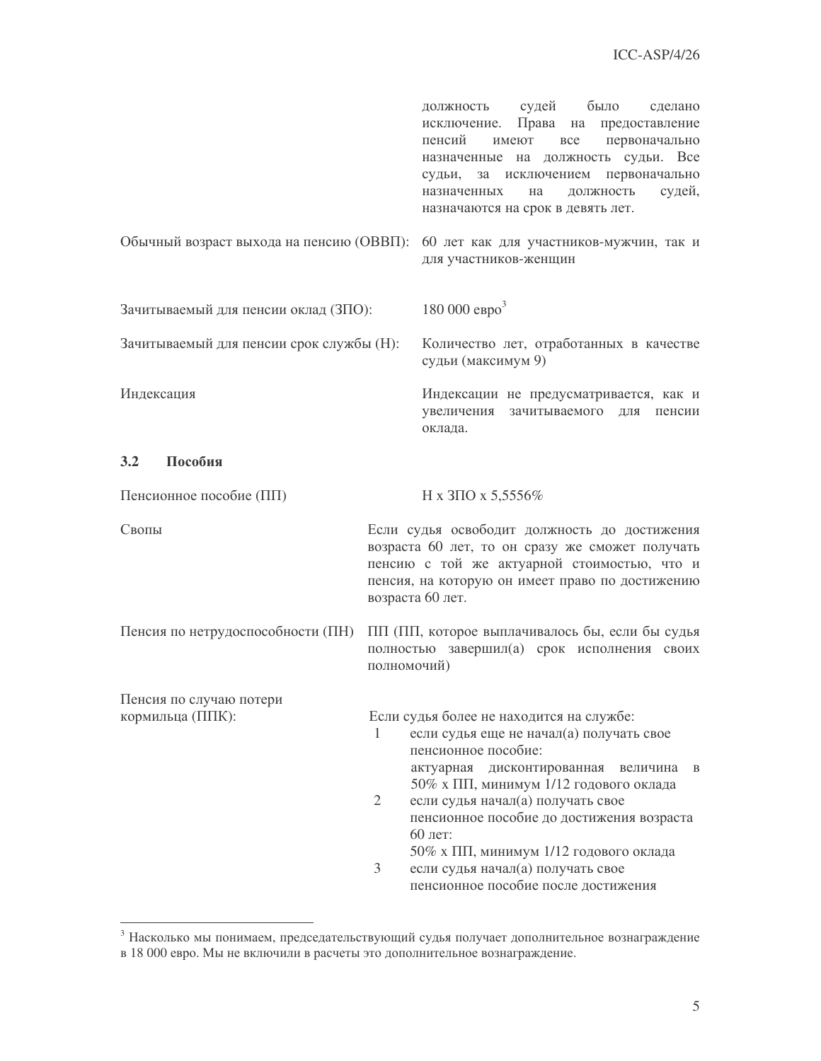| | |
|---|---|
| | должность судей было сделано исключение. Права на предоставление пенсий имеют все первоначально назначенные на должность судьи. Все судьи, за исключением первоначально назначенных на должность судей, назначаются на срок в девять лет. |
| Обычный возраст выхода на пенсию (ОВВП): | 60 лет как для участников-мужчин, так и для участников-женщин |
| Зачитываемый для пенсии оклад (ЗПО): | 180 000 евро[3] |
| Зачитываемый для пенсии срок службы (Н): | Количество лет, отработанных в качестве судьи (максимум 9) |
| Индексация | Индексации не предусматривается, как и увеличения зачитываемого для пенсии оклада. |

### 3.2 Пособия

| | |
|---|---|
| Пенсионное пособие (ПП) | Н х ЗПО х 5,5556% |
| Свопы | Если судья освободит должность до достижения возраста 60 лет, то он сразу же сможет получать пенсию с той же актуарной стоимостью, что и пенсия, на которую он имеет право по достижению возраста 60 лет. |
| Пенсия по нетрудоспособности (ПН) | ПП (ПП, которое выплачивалось бы, если бы судья полностью завершил(а) срок исполнения своих полномочий) |
| Пенсия по случаю потери кормильца (ППК): | Если судья более не находится на службе:<br>1 если судья еще не начал(а) получать свое пенсионное пособие: актуарная дисконтированная величина в 50% х ПП, минимум 1/12 годового оклада<br>2 если судья начал(а) получать свое пенсионное пособие до достижения возраста 60 лет: 50% х ПП, минимум 1/12 годового оклада<br>3 если судья начал(а) получать свое пенсионное пособие после достижения |

[3] Насколько мы понимаем, председательствующий судья получает дополнительное вознаграждение в 18 000 евро. Мы не включили в расчеты это дополнительное вознаграждение.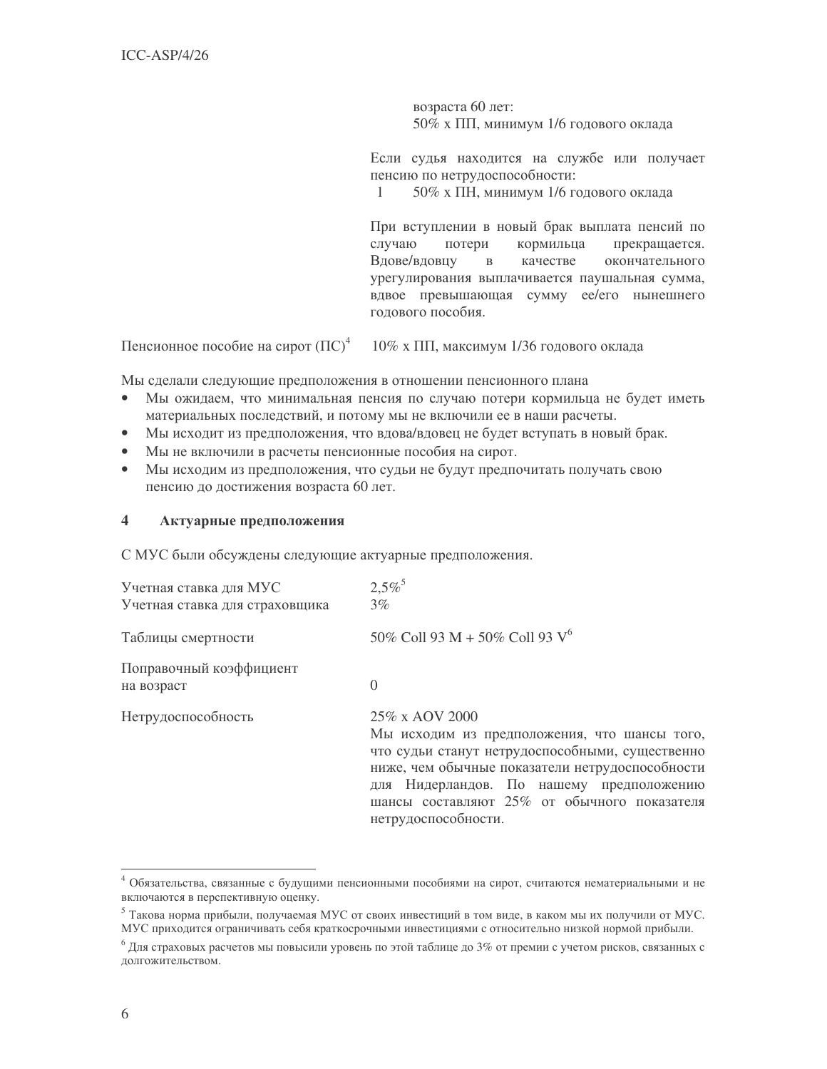возраста 60 лет:
50% x ПП, минимум 1/6 годового оклада

Если судья находится на службе или получает пенсию по нетрудоспособности:
1 50% x ПН, минимум 1/6 годового оклада

При вступлении в новый брак выплата пенсий по случаю потери кормильца прекращается. Вдове/вдовцу в качестве окончательного урегулирования выплачивается паушальная сумма, вдвое превышающая сумму ее/его нынешнего годового пособия.

Пенсионное пособие на сирот (ПС)[4] 10% x ПП, максимум 1/36 годового оклада

Мы сделали следующие предположения в отношении пенсионного плана

- Мы ожидаем, что минимальная пенсия по случаю потери кормильца не будет иметь материальных последствий, и потому мы не включили ее в наши расчеты.
- Мы исходит из предположения, что вдова/вдовец не будет вступать в новый брак.
- Мы не включили в расчеты пенсионные пособия на сирот.
- Мы исходим из предположения, что судьи не будут предпочитать получать свою пенсию до достижения возраста 60 лет.

## 4 Актуарные предположения

С МУС были обсуждены следующие актуарные предположения.

| | |
|---|---|
| Учетная ставка для МУС | 2,5%[5] |
| Учетная ставка для страховщика | 3% |
| Таблицы смертности | 50% Coll 93 M + 50% Coll 93 V[6] |
| Поправочный коэффициент на возраст | 0 |
| Нетрудоспособность | 25% x AOV 2000<br>Мы исходим из предположения, что шансы того, что судьи станут нетрудоспособными, существенно ниже, чем обычные показатели нетрудоспособности для Нидерландов. По нашему предположению шансы составляют 25% от обычного показателя нетрудоспособности. |

---

[4] Обязательства, связанные с будущими пенсионными пособиями на сирот, считаются нематериальными и не включаются в перспективную оценку.

[5] Такова норма прибыли, получаемая МУС от своих инвестиций в том виде, в каком мы их получили от МУС. МУС приходится ограничивать себя краткосрочными инвестициями с относительно низкой нормой прибыли.

[6] Для страховых расчетов мы повысили уровень по этой таблице до 3% от премии с учетом рисков, связанных с долгожительством.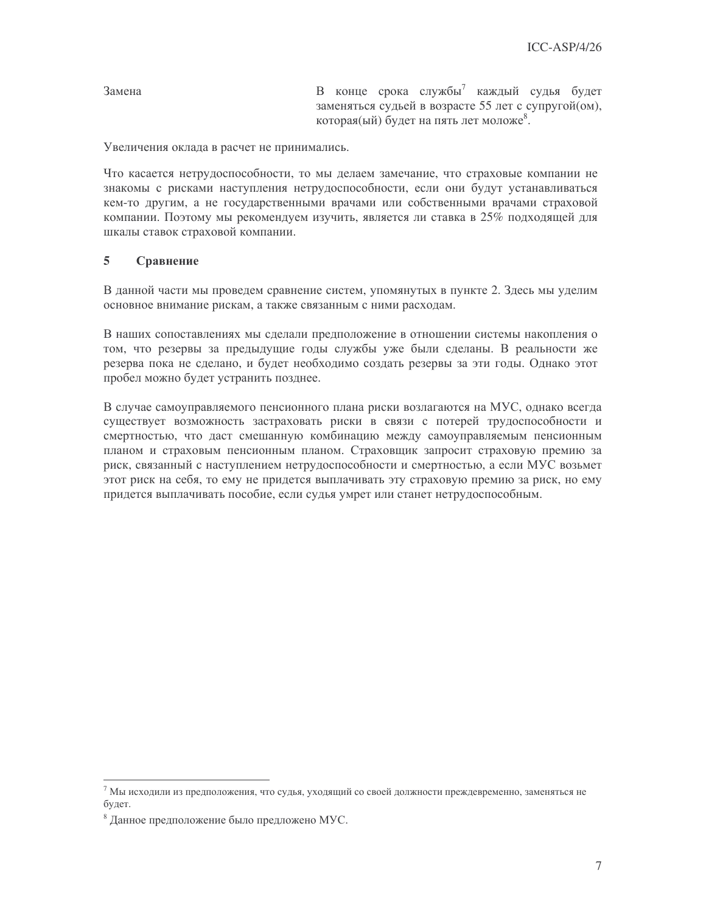| | |
|---|---|
| Замена | В конце срока службы[7] каждый судья будет заменяться судьей в возрасте 55 лет с супругой(ом), которая(ый) будет на пять лет моложе[8]. |

Увеличения оклада в расчет не принимались.

Что касается нетрудоспособности, то мы делаем замечание, что страховые компании не знакомы с рисками наступления нетрудоспособности, если они будут устанавливаться кем-то другим, а не государственными врачами или собственными врачами страховой компании. Поэтому мы рекомендуем изучить, является ли ставка в 25% подходящей для шкалы ставок страховой компании.

## 5 Сравнение

В данной части мы проведем сравнение систем, упомянутых в пункте 2. Здесь мы уделим основное внимание рискам, а также связанным с ними расходам.

В наших сопоставлениях мы сделали предположение в отношении системы накопления о том, что резервы за предыдущие годы службы уже были сделаны. В реальности же резерва пока не сделано, и будет необходимо создать резервы за эти годы. Однако этот пробел можно будет устранить позднее.

В случае самоуправляемого пенсионного плана риски возлагаются на МУС, однако всегда существует возможность застраховать риски в связи с потерей трудоспособности и смертностью, что даст смешанную комбинацию между самоуправляемым пенсионным планом и страховым пенсионным планом. Страховщик запросит страховую премию за риск, связанный с наступлением нетрудоспособности и смертностью, а если МУС возьмет этот риск на себя, то ему не придется выплачивать эту страховую премию за риск, но ему придется выплачивать пособие, если судья умрет или станет нетрудоспособным.

---

[7] Мы исходили из предположения, что судья, уходящий со своей должности преждевременно, заменяться не будет.

[8] Данное предположение было предложено МУС.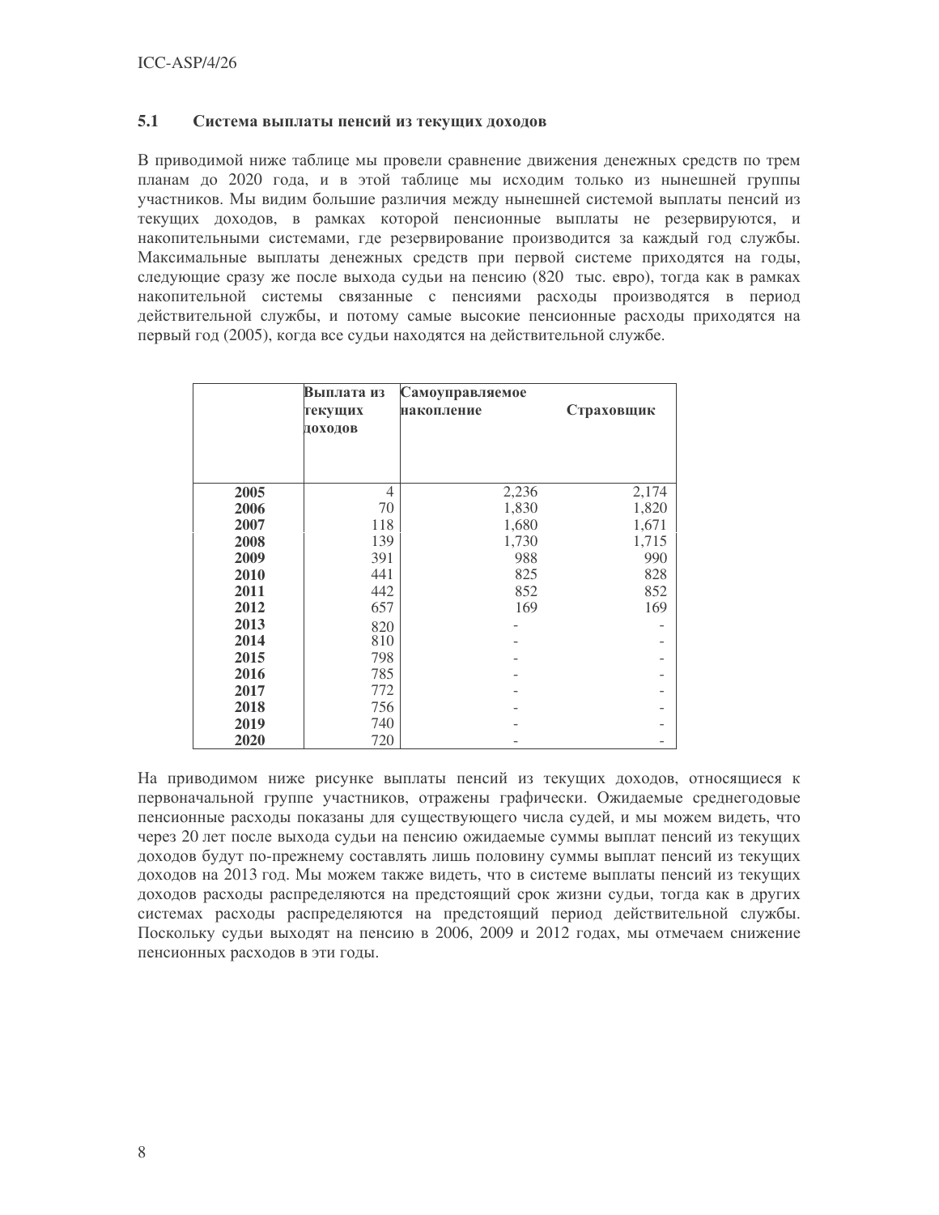### 5.1 Система выплаты пенсий из текущих доходов

В приводимой ниже таблице мы провели сравнение движения денежных средств по трем планам до 2020 года, и в этой таблице мы исходим только из нынешней группы участников. Мы видим большие различия между нынешней системой выплаты пенсий из текущих доходов, в рамках которой пенсионные выплаты не резервируются, и накопительными системами, где резервирование производится за каждый год службы. Максимальные выплаты денежных средств при первой системе приходятся на годы, следующие сразу же после выхода судьи на пенсию (820 тыс. евро), тогда как в рамках накопительной системы связанные с пенсиями расходы производятся в период действительной службы, и потому самые высокие пенсионные расходы приходятся на первый год (2005), когда все судьи находятся на действительной службе.

| | Выплата из текущих доходов | Самоуправляемое накопление | Страховщик |
|---|---|---|---|
| **2005** | 4 | 2,236 | 2,174 |
| **2006** | 70 | 1,830 | 1,820 |
| **2007** | 118 | 1,680 | 1,671 |
| **2008** | 139 | 1,730 | 1,715 |
| **2009** | 391 | 988 | 990 |
| **2010** | 441 | 825 | 828 |
| **2011** | 442 | 852 | 852 |
| **2012** | 657 | 169 | 169 |
| **2013** | 820 | - | - |
| **2014** | 810 | - | - |
| **2015** | 798 | - | - |
| **2016** | 785 | - | - |
| **2017** | 772 | - | - |
| **2018** | 756 | - | - |
| **2019** | 740 | - | - |
| **2020** | 720 | - | - |

На приводимом ниже рисунке выплаты пенсий из текущих доходов, относящиеся к первоначальной группе участников, отражены графически. Ожидаемые среднегодовые пенсионные расходы показаны для существующего числа судей, и мы можем видеть, что через 20 лет после выхода судьи на пенсию ожидаемые суммы выплат пенсий из текущих доходов будут по-прежнему составлять лишь половину суммы выплат пенсий из текущих доходов на 2013 год. Мы можем также видеть, что в системе выплаты пенсий из текущих доходов расходы распределяются на предстоящий срок жизни судьи, тогда как в других системах расходы распределяются на предстоящий период действительной службы. Поскольку судьи выходят на пенсию в 2006, 2009 и 2012 годах, мы отмечаем снижение пенсионных расходов в эти годы.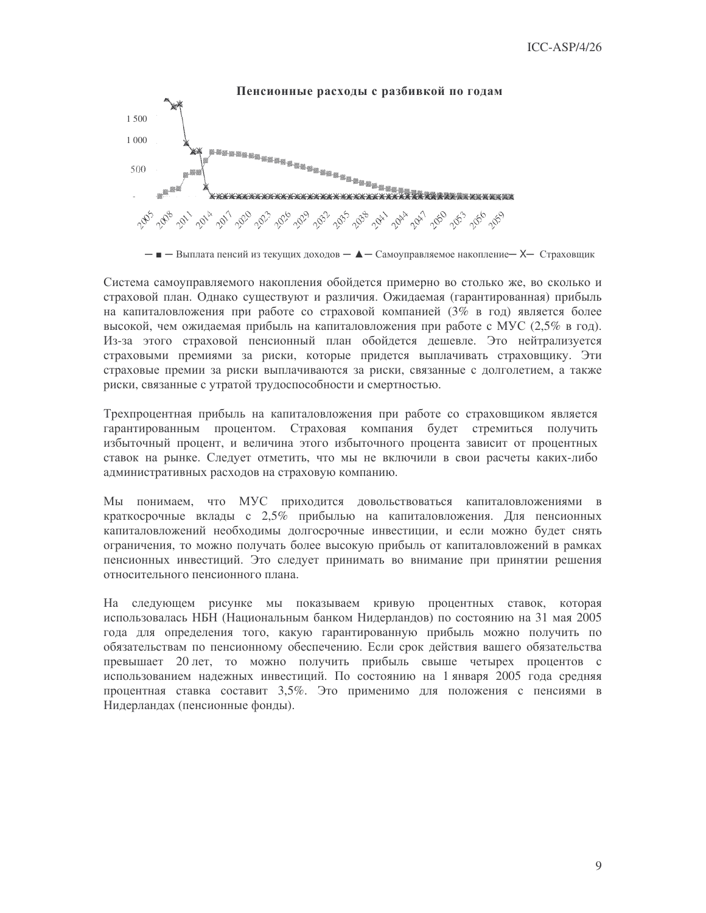**Пенсионные расходы с разбивкой по годам**

1 500
1 000
500
-

2005 2008 2011 2014 2017 2020 2023 2026 2029 2032 2035 2038 2041 2044 2047 2050 2053 2056 2059

— ■ — Выплата пенсий из текущих доходов — ▲— Самоуправляемое накопление— X— Страховщик

Система самоуправляемого накопления обойдется примерно во столько же, во сколько и страховой план. Однако существуют и различия. Ожидаемая (гарантированная) прибыль на капиталовложения при работе со страховой компанией (3% в год) является более высокой, чем ожидаемая прибыль на капиталовложения при работе с МУС (2,5% в год). Из-за этого страховой пенсионный план обойдется дешевле. Это нейтрализуется страховыми премиями за риски, которые придется выплачивать страховщику. Эти страховые премии за риски выплачиваются за риски, связанные с долголетием, а также риски, связанные с утратой трудоспособности и смертностью.

Трехпроцентная прибыль на капиталовложения при работе со страховщиком является гарантированным процентом. Страховая компания будет стремиться получить избыточный процент, и величина этого избыточного процента зависит от процентных ставок на рынке. Следует отметить, что мы не включили в свои расчеты каких-либо административных расходов на страховую компанию.

Мы понимаем, что МУС приходится довольствоваться капиталовложениями в краткосрочные вклады с 2,5% прибылью на капиталовложения. Для пенсионных капиталовложений необходимы долгосрочные инвестиции, и если можно будет снять ограничения, то можно получать более высокую прибыль от капиталовложений в рамках пенсионных инвестиций. Это следует принимать во внимание при принятии решения относительного пенсионного плана.

На следующем рисунке мы показываем кривую процентных ставок, которая использовалась НБН (Национальным банком Нидерландов) по состоянию на 31 мая 2005 года для определения того, какую гарантированную прибыль можно получить по обязательствам по пенсионному обеспечению. Если срок действия вашего обязательства превышает 20 лет, то можно получить прибыль свыше четырех процентов с использованием надежных инвестиций. По состоянию на 1 января 2005 года средняя процентная ставка составит 3,5%. Это применимо для положения с пенсиями в Нидерландах (пенсионные фонды).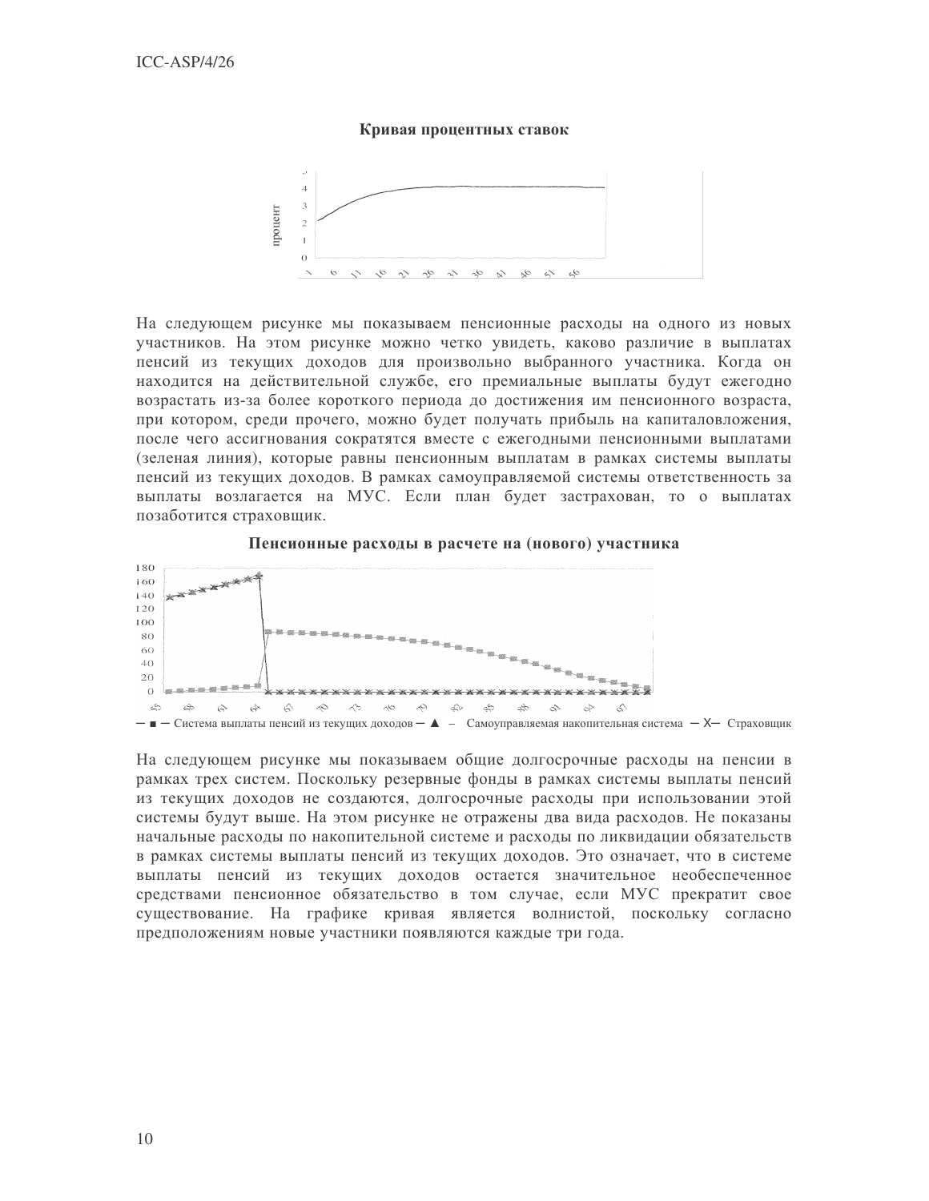**Кривая процентных ставок**

процент

5
4
3
2
1
0

1 6 11 16 21 26 31 36 41 46 51 56

На следующем рисунке мы показываем пенсионные расходы на одного из новых участников. На этом рисунке можно четко увидеть, каково различие в выплатах пенсий из текущих доходов для произвольно выбранного участника. Когда он находится на действительной службе, его премиальные выплаты будут ежегодно возрастать из-за более короткого периода до достижения им пенсионного возраста, при котором, среди прочего, можно будет получать прибыль на капиталовложения, после чего ассигнования сократятся вместе с ежегодными пенсионными выплатами (зеленая линия), которые равны пенсионным выплатам в рамках системы выплаты пенсий из текущих доходов. В рамках самоуправляемой системы ответственность за выплаты возлагается на МУС. Если план будет застрахован, то о выплатах позаботится страховщик.

**Пенсионные расходы в расчете на (нового) участника**

180
160
140
120
100
80
60
40
20
0

55 58 61 64 67 70 73 76 79 82 85 88 91 94 97

— ■ — Система выплаты пенсий из текущих доходов — ▲ – Самоуправляемая накопительная система — X— Страховщик

На следующем рисунке мы показываем общие долгосрочные расходы на пенсии в рамках трех систем. Поскольку резервные фонды в рамках системы выплаты пенсий из текущих доходов не создаются, долгосрочные расходы при использовании этой системы будут выше. На этом рисунке не отражены два вида расходов. Не показаны начальные расходы по накопительной системе и расходы по ликвидации обязательств в рамках системы выплаты пенсий из текущих доходов. Это означает, что в системе выплаты пенсий из текущих доходов остается значительное необеспеченное средствами пенсионное обязательство в том случае, если МУС прекратит свое существование. На графике кривая является волнистой, поскольку согласно предположениям новые участники появляются каждые три года.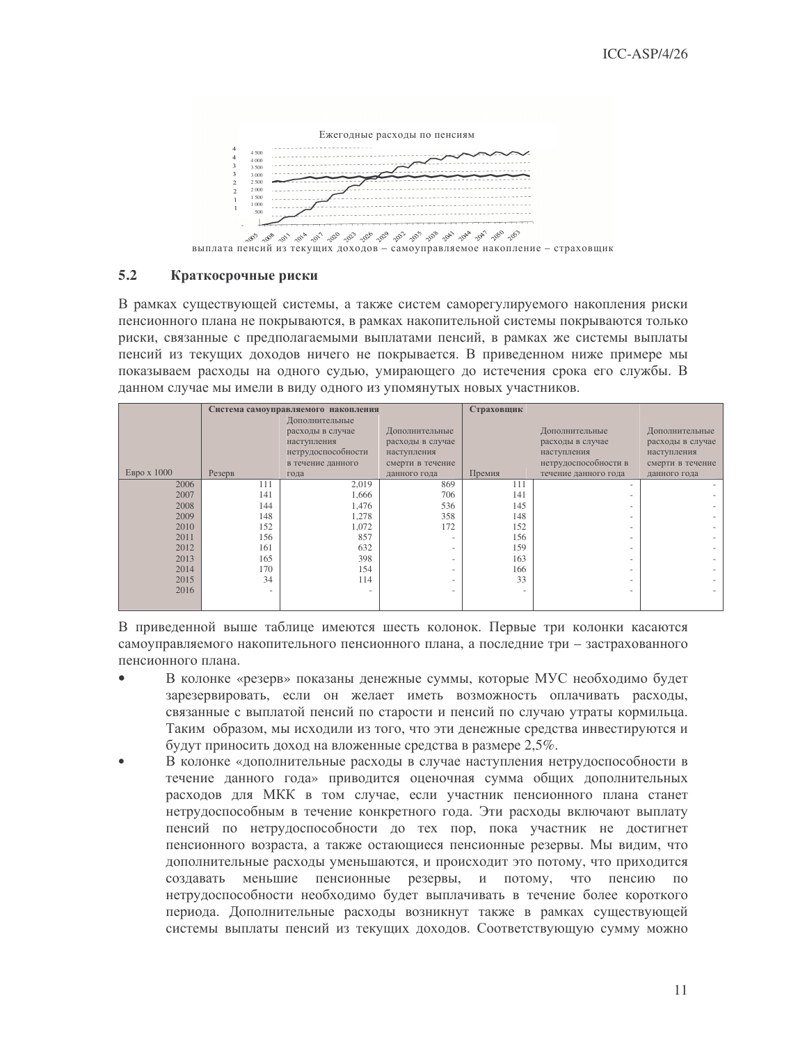Ежегодные расходы по пенсиям

4
4
3
3
2
2
1
1

4 500
4 000
3 500
3 000
2 500
2 000
1 500
1 000
500
-

2005 2008 2011 2014 2017 2020 2023 2026 2029 2032 2035 2038 2041 2044 2047 2050 2053

выплата пенсий из текущих доходов – самоуправляемое накопление – страховщик

## 5.2 Краткосрочные риски

В рамках существующей системы, а также систем саморегулируемого накопления риски пенсионного плана не покрываются, в рамках накопительной системы покрываются только риски, связанные с предполагаемыми выплатами пенсий, в рамках же системы выплаты пенсий из текущих доходов ничего не покрывается. В приведенном ниже примере мы показываем расходы на одного судью, умирающего до истечения срока его службы. В данном случае мы имели в виду одного из упомянутых новых участников.

| | Система самоуправляемого накопления | | | Страховщик | | |
|---|---|---|---|---|---|---|
| Евро x 1000 | Резерв | Дополнительные расходы в случае наступления нетрудоспособности в течение данного года | Дополнительные расходы в случае наступления смерти в течение данного года | Премия | Дополнительные расходы в случае наступления нетрудоспособности в течение данного года | Дополнительные расходы в случае наступления смерти в течение данного года |
| 2006 | 111 | 2,019 | 869 | 111 | - | - |
| 2007 | 141 | 1,666 | 706 | 141 | - | - |
| 2008 | 144 | 1,476 | 536 | 145 | - | - |
| 2009 | 148 | 1,278 | 358 | 148 | - | - |
| 2010 | 152 | 1,072 | 172 | 152 | - | - |
| 2011 | 156 | 857 | - | 156 | - | - |
| 2012 | 161 | 632 | - | 159 | - | - |
| 2013 | 165 | 398 | - | 163 | - | - |
| 2014 | 170 | 154 | - | 166 | - | - |
| 2015 | 34 | 114 | - | 33 | - | - |
| 2016 | - | - | - | - | - | - |

В приведенной выше таблице имеются шесть колонок. Первые три колонки касаются самоуправляемого накопительного пенсионного плана, а последние три – застрахованного пенсионного плана.

- В колонке «резерв» показаны денежные суммы, которые МУС необходимо будет зарезервировать, если он желает иметь возможность оплачивать расходы, связанные с выплатой пенсий по старости и пенсий по случаю утраты кормильца. Таким образом, мы исходили из того, что эти денежные средства инвестируются и будут приносить доход на вложенные средства в размере 2,5%.
- В колонке «дополнительные расходы в случае наступления нетрудоспособности в течение данного года» приводится оценочная сумма общих дополнительных расходов для МКК в том случае, если участник пенсионного плана станет нетрудоспособным в течение конкретного года. Эти расходы включают выплату пенсий по нетрудоспособности до тех пор, пока участник не достигнет пенсионного возраста, а также остающиеся пенсионные резервы. Мы видим, что дополнительные расходы уменьшаются, и происходит это потому, что приходится создавать меньшие пенсионные резервы, и потому, что пенсию по нетрудоспособности необходимо будет выплачивать в течение более короткого периода. Дополнительные расходы возникнут также в рамках существующей системы выплаты пенсий из текущих доходов. Соответствующую сумму можно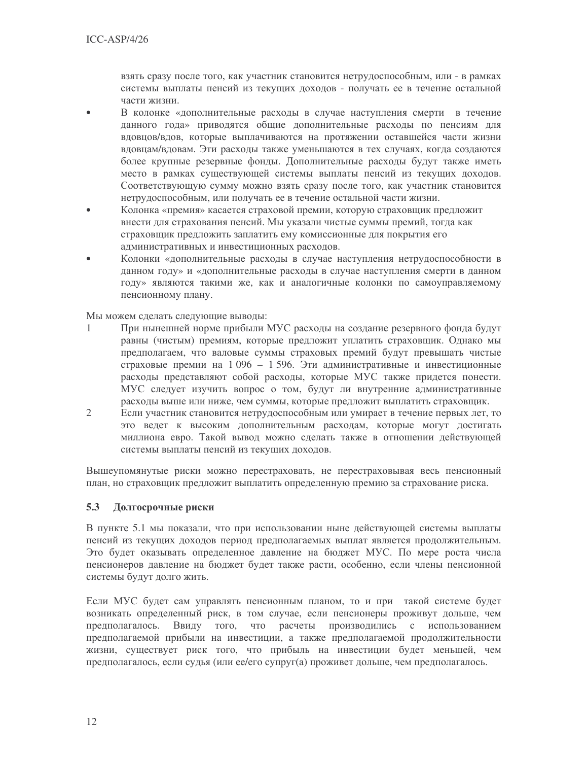взять сразу после того, как участник становится нетрудоспособным, или - в рамках системы выплаты пенсий из текущих доходов - получать ее в течение остальной части жизни.

- В колонке «дополнительные расходы в случае наступления смерти в течение данного года» приводятся общие дополнительные расходы по пенсиям для вдовцов/вдов, которые выплачиваются на протяжении оставшейся части жизни вдовцам/вдовам. Эти расходы также уменьшаются в тех случаях, когда создаются более крупные резервные фонды. Дополнительные расходы будут также иметь место в рамках существующей системы выплаты пенсий из текущих доходов. Соответствующую сумму можно взять сразу после того, как участник становится нетрудоспособным, или получать ее в течение остальной части жизни.
- Колонка «премия» касается страховой премии, которую страховщик предложит внести для страхования пенсий. Мы указали чистые суммы премий, тогда как страховщик предложить заплатить ему комиссионные для покрытия его административных и инвестиционных расходов.
- Колонки «дополнительные расходы в случае наступления нетрудоспособности в данном году» и «дополнительные расходы в случае наступления смерти в данном году» являются такими же, как и аналогичные колонки по самоуправляемому пенсионному плану.

Мы можем сделать следующие выводы:

1. При нынешней норме прибыли МУС расходы на создание резервного фонда будут равны (чистым) премиям, которые предложит уплатить страховщик. Однако мы предполагаем, что валовые суммы страховых премий будут превышать чистые страховые премии на 1 096 – 1 596. Эти административные и инвестиционные расходы представляют собой расходы, которые МУС также придется понести. МУС следует изучить вопрос о том, будут ли внутренние административные расходы выше или ниже, чем суммы, которые предложит выплатить страховщик.
2. Если участник становится нетрудоспособным или умирает в течение первых лет, то это ведет к высоким дополнительным расходам, которые могут достигать миллиона евро. Такой вывод можно сделать также в отношении действующей системы выплаты пенсий из текущих доходов.

Вышеупомянутые риски можно перестраховать, не перестраховывая весь пенсионный план, но страховщик предложит выплатить определенную премию за страхование риска.

### 5.3 Долгосрочные риски

В пункте 5.1 мы показали, что при использовании ныне действующей системы выплаты пенсий из текущих доходов период предполагаемых выплат является продолжительным. Это будет оказывать определенное давление на бюджет МУС. По мере роста числа пенсионеров давление на бюджет будет также расти, особенно, если члены пенсионной системы будут долго жить.

Если МУС будет сам управлять пенсионным планом, то и при такой системе будет возникать определенный риск, в том случае, если пенсионеры проживут дольше, чем предполагалось. Ввиду того, что расчеты производились с использованием предполагаемой прибыли на инвестиции, а также предполагаемой продолжительности жизни, существует риск того, что прибыль на инвестиции будет меньшей, чем предполагалось, если судья (или ее/его супруг(а) проживет дольше, чем предполагалось.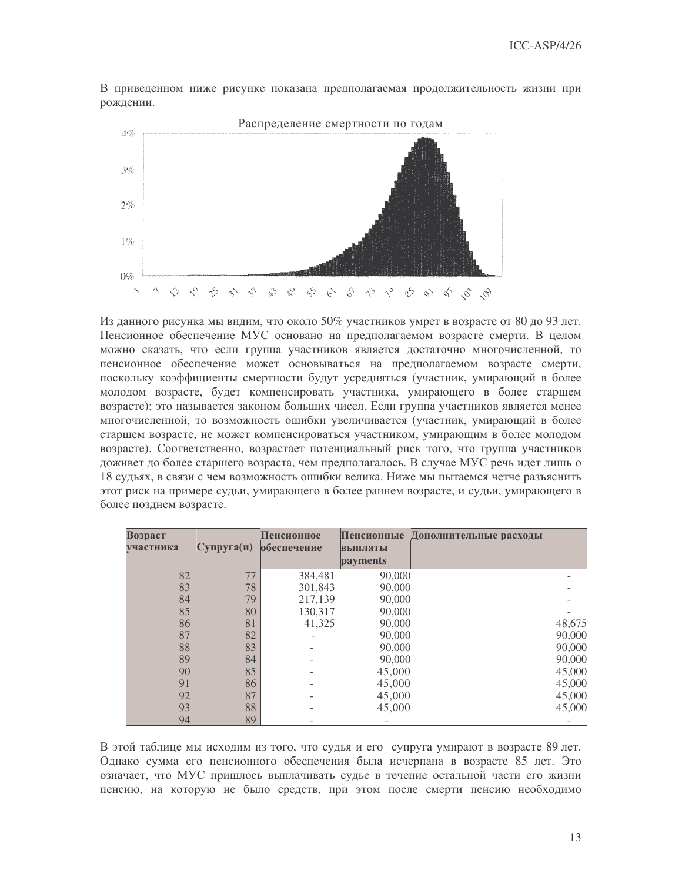В приведенном ниже рисунке показана предполагаемая продолжительность жизни при рождении.

Распределение смертности по годам

4%
3%
2%
1%
0%

1 7 13 19 25 31 37 43 49 55 61 67 73 79 85 91 97 103 109

Из данного рисунка мы видим, что около 50% участников умрет в возрасте от 80 до 93 лет. Пенсионное обеспечение МУС основано на предполагаемом возрасте смерти. В целом можно сказать, что если группа участников является достаточно многочисленной, то пенсионное обеспечение может основываться на предполагаемом возрасте смерти, поскольку коэффициенты смертности будут усредняться (участник, умирающий в более молодом возрасте, будет компенсировать участника, умирающего в более старшем возрасте); это называется законом больших чисел. Если группа участников является менее многочисленной, то возможность ошибки увеличивается (участник, умирающий в более старшем возрасте, не может компенсироваться участником, умирающим в более молодом возрасте). Соответственно, возрастает потенциальный риск того, что группа участников доживет до более старшего возраста, чем предполагалось. В случае МУС речь идет лишь о 18 судьях, в связи с чем возможность ошибки велика. Ниже мы пытаемся четче разъяснить этот риск на примере судьи, умирающего в более раннем возрасте, и судьи, умирающего в более позднем возрасте.

| Возраст участника | Супруга(и) | Пенсионное обеспечение | Пенсионные выплаты payments | Дополнительные расходы |
|---|---|---|---|---|
| 82 | 77 | 384,481 | 90,000 | - |
| 83 | 78 | 301,843 | 90,000 | - |
| 84 | 79 | 217,139 | 90,000 | - |
| 85 | 80 | 130,317 | 90,000 | - |
| 86 | 81 | 41,325 | 90,000 | 48,675 |
| 87 | 82 | - | 90,000 | 90,000 |
| 88 | 83 | - | 90,000 | 90,000 |
| 89 | 84 | - | 90,000 | 90,000 |
| 90 | 85 | - | 45,000 | 45,000 |
| 91 | 86 | - | 45,000 | 45,000 |
| 92 | 87 | - | 45,000 | 45,000 |
| 93 | 88 | - | 45,000 | 45,000 |
| 94 | 89 | - | - | - |

В этой таблице мы исходим из того, что судья и его супруга умирают в возрасте 89 лет. Однако сумма его пенсионного обеспечения была исчерпана в возрасте 85 лет. Это означает, что МУС пришлось выплачивать судье в течение остальной части его жизни пенсию, на которую не было средств, при этом после смерти пенсию необходимо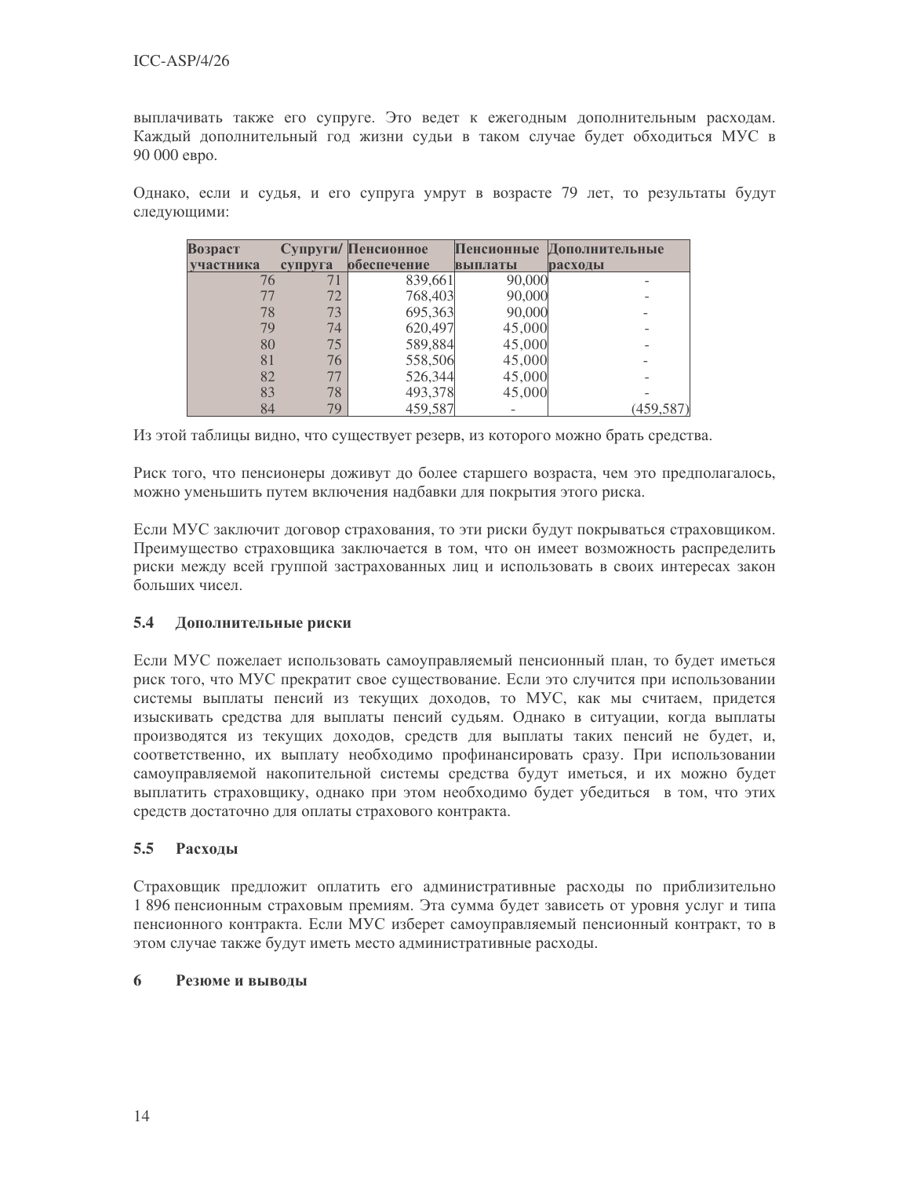выплачивать также его супруге. Это ведет к ежегодным дополнительным расходам. Каждый дополнительный год жизни судьи в таком случае будет обходиться МУС в 90 000 евро.

Однако, если и судья, и его супруга умрут в возрасте 79 лет, то результаты будут следующими:

| Возраст участника | Супруги/ супруга | Пенсионное обеспечение | Пенсионные выплаты | Дополнительные расходы |
|---|---|---|---|---|
| 76 | 71 | 839,661 | 90,000 | - |
| 77 | 72 | 768,403 | 90,000 | - |
| 78 | 73 | 695,363 | 90,000 | - |
| 79 | 74 | 620,497 | 45,000 | - |
| 80 | 75 | 589,884 | 45,000 | - |
| 81 | 76 | 558,506 | 45,000 | - |
| 82 | 77 | 526,344 | 45,000 | - |
| 83 | 78 | 493,378 | 45,000 | - |
| 84 | 79 | 459,587 | - | (459,587) |

Из этой таблицы видно, что существует резерв, из которого можно брать средства.

Риск того, что пенсионеры доживут до более старшего возраста, чем это предполагалось, можно уменьшить путем включения надбавки для покрытия этого риска.

Если МУС заключит договор страхования, то эти риски будут покрываться страховщиком. Преимущество страховщика заключается в том, что он имеет возможность распределить риски между всей группой застрахованных лиц и использовать в своих интересах закон больших чисел.

### 5.4 Дополнительные риски

Если МУС пожелает использовать самоуправляемый пенсионный план, то будет иметься риск того, что МУС прекратит свое существование. Если это случится при использовании системы выплаты пенсий из текущих доходов, то МУС, как мы считаем, придется изыскивать средства для выплаты пенсий судьям. Однако в ситуации, когда выплаты производятся из текущих доходов, средств для выплаты таких пенсий не будет, и, соответственно, их выплату необходимо профинансировать сразу. При использовании самоуправляемой накопительной системы средства будут иметься, и их можно будет выплатить страховщику, однако при этом необходимо будет убедиться в том, что этих средств достаточно для оплаты страхового контракта.

### 5.5 Расходы

Страховщик предложит оплатить его административные расходы по приблизительно 1 896 пенсионным страховым премиям. Эта сумма будет зависеть от уровня услуг и типа пенсионного контракта. Если МУС изберет самоуправляемый пенсионный контракт, то в этом случае также будут иметь место административные расходы.

## 6 Резюме и выводы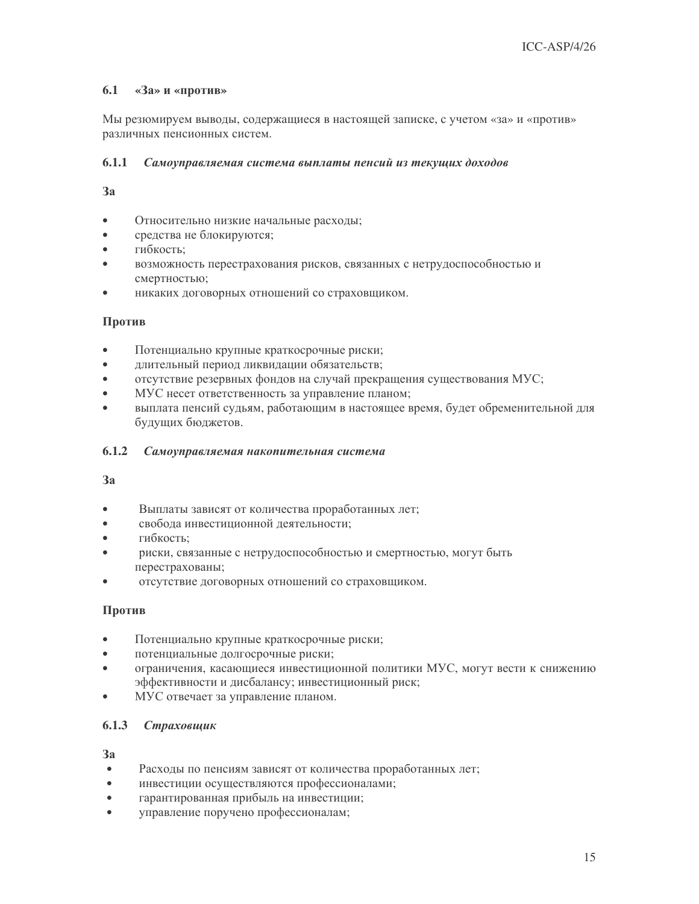## 6.1 «За» и «против»

Мы резюмируем выводы, содержащиеся в настоящей записке, с учетом «за» и «против» различных пенсионных систем.

### 6.1.1 *Самоуправляемая система выплаты пенсий из текущих доходов*

**За**

- Относительно низкие начальные расходы;
- средства не блокируются;
- гибкость;
- возможность перестрахования рисков, связанных с нетрудоспособностью и смертностью;
- никаких договорных отношений со страховщиком.

**Против**

- Потенциально крупные краткосрочные риски;
- длительный период ликвидации обязательств;
- отсутствие резервных фондов на случай прекращения существования МУС;
- МУС несет ответственность за управление планом;
- выплата пенсий судьям, работающим в настоящее время, будет обременительной для будущих бюджетов.

### 6.1.2 *Самоуправляемая накопительная система*

**За**

- Выплаты зависят от количества проработанных лет;
- свобода инвестиционной деятельности;
- гибкость;
- риски, связанные с нетрудоспособностью и смертностью, могут быть перестрахованы;
- отсутствие договорных отношений со страховщиком.

**Против**

- Потенциально крупные краткосрочные риски;
- потенциальные долгосрочные риски;
- ограничения, касающиеся инвестиционной политики МУС, могут вести к снижению эффективности и дисбалансу; инвестиционный риск;
- МУС отвечает за управление планом.

### 6.1.3 *Страховщик*

**За**

- Расходы по пенсиям зависят от количества проработанных лет;
- инвестиции осуществляются профессионалами;
- гарантированная прибыль на инвестиции;
- управление поручено профессионалам;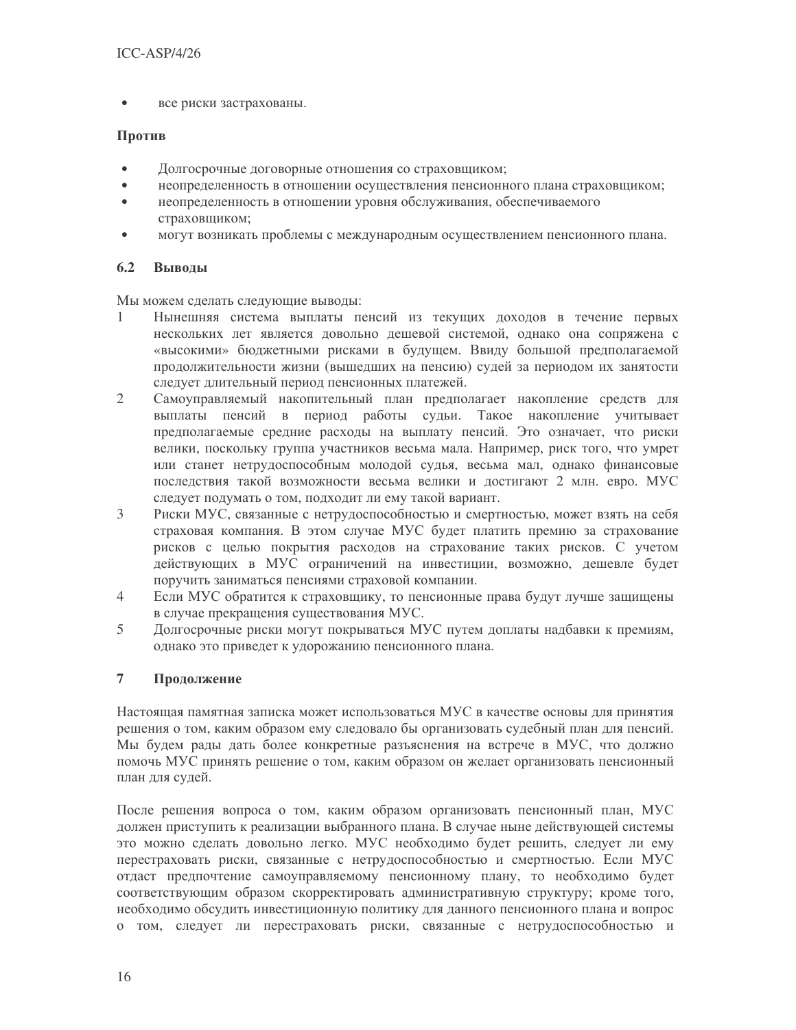- все риски застрахованы.

**Против**

- Долгосрочные договорные отношения со страховщиком;
- неопределенность в отношении осуществления пенсионного плана страховщиком;
- неопределенность в отношении уровня обслуживания, обеспечиваемого страховщиком;
- могут возникать проблемы с международным осуществлением пенсионного плана.

## 6.2 Выводы

Мы можем сделать следующие выводы:

1. Нынешняя система выплаты пенсий из текущих доходов в течение первых нескольких лет является довольно дешевой системой, однако она сопряжена с «высокими» бюджетными рисками в будущем. Ввиду большой предполагаемой продолжительности жизни (вышедших на пенсию) судей за периодом их занятости следует длительный период пенсионных платежей.
2. Самоуправляемый накопительный план предполагает накопление средств для выплаты пенсий в период работы судьи. Такое накопление учитывает предполагаемые средние расходы на выплату пенсий. Это означает, что риски велики, поскольку группа участников весьма мала. Например, риск того, что умрет или станет нетрудоспособным молодой судья, весьма мал, однако финансовые последствия такой возможности весьма велики и достигают 2 млн. евро. МУС следует подумать о том, подходит ли ему такой вариант.
3. Риски МУС, связанные с нетрудоспособностью и смертностью, может взять на себя страховая компания. В этом случае МУС будет платить премию за страхование рисков с целью покрытия расходов на страхование таких рисков. С учетом действующих в МУС ограничений на инвестиции, возможно, дешевле будет поручить заниматься пенсиями страховой компании.
4. Если МУС обратится к страховщику, то пенсионные права будут лучше защищены в случае прекращения существования МУС.
5. Долгосрочные риски могут покрываться МУС путем доплаты надбавки к премиям, однако это приведет к удорожанию пенсионного плана.

# 7 Продолжение

Настоящая памятная записка может использоваться МУС в качестве основы для принятия решения о том, каким образом ему следовало бы организовать судебный план для пенсий. Мы будем рады дать более конкретные разъяснения на встрече в МУС, что должно помочь МУС принять решение о том, каким образом он желает организовать пенсионный план для судей.

После решения вопроса о том, каким образом организовать пенсионный план, МУС должен приступить к реализации выбранного плана. В случае ныне действующей системы это можно сделать довольно легко. МУС необходимо будет решить, следует ли ему перестраховать риски, связанные с нетрудоспособностью и смертностью. Если МУС отдаст предпочтение самоуправляемому пенсионному плану, то необходимо будет соответствующим образом скорректировать административную структуру; кроме того, необходимо обсудить инвестиционную политику для данного пенсионного плана и вопрос о том, следует ли перестраховать риски, связанные с нетрудоспособностью и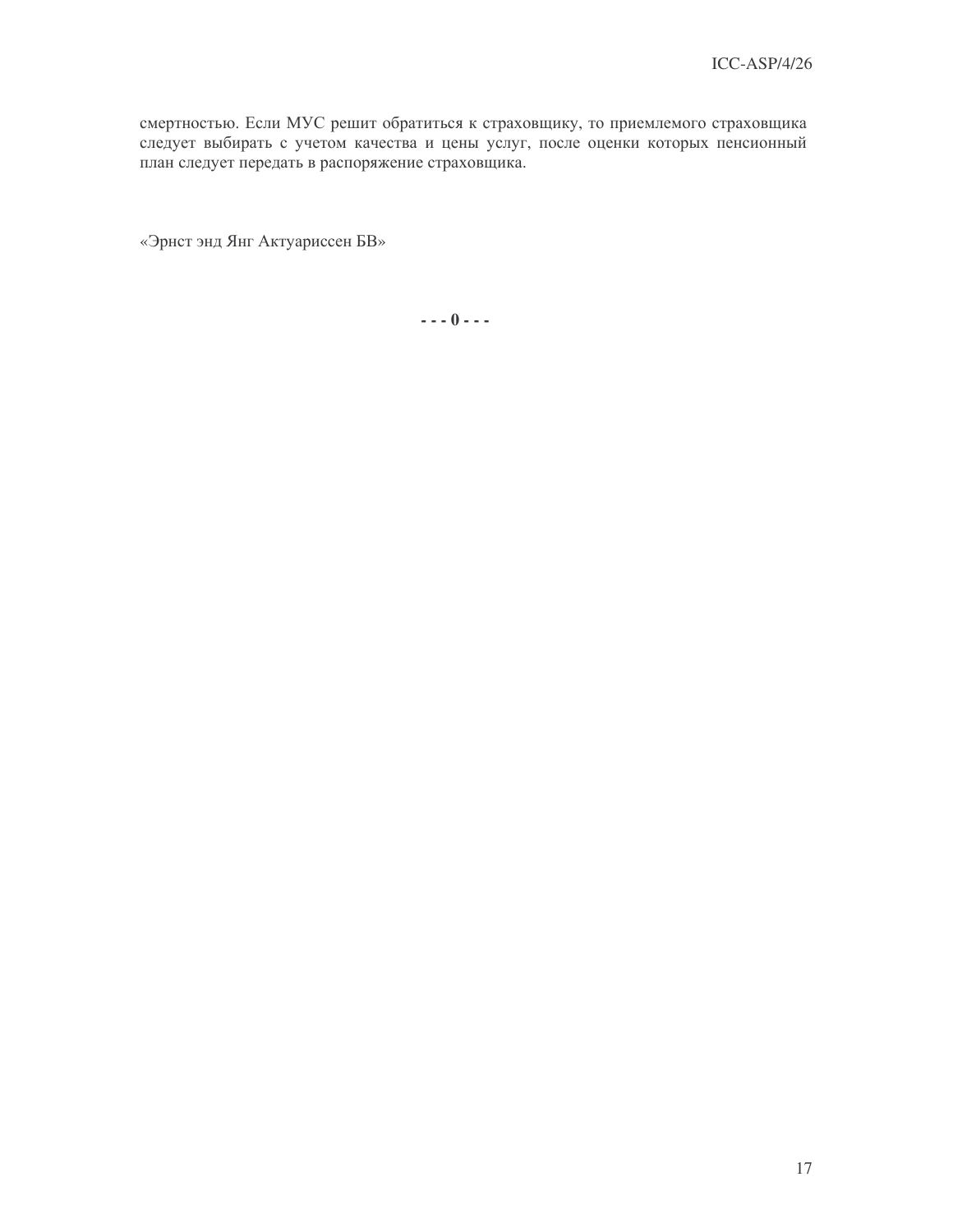смертностью. Если МУС решит обратиться к страховщику, то приемлемого страховщика следует выбирать с учетом качества и цены услуг, после оценки которых пенсионный план следует передать в распоряжение страховщика.

«Эрнст энд Янг Актуариссен БВ»

**- - - 0 - - -**